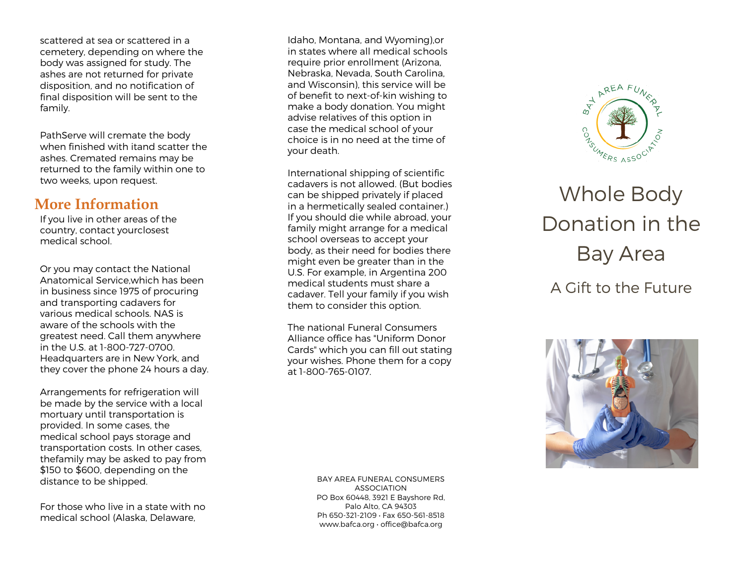scattered at sea or scattered in a cemetery, depending on where the body was assigned for study. The ashes are not returned for private disposition, and no notification of final disposition will be sent to the family.

PathServe will cremate the body when finished with itand scatter the ashes. Cremated remains may be returned to the family within one to two weeks, upon request.

## More Information

If you live in other areas of the country, contact yourclosest medical school.

Or you may contact the National Anatomical Service,which has been in business since 1975 of procuring and transporting cadavers for various medical schools. NAS is aware of the schools with the greatest need. Call them anywhere in the U.S. at 1-800-727-0700. Headquarters are in New York, and they cover the phone 24 hours a day.

Arrangements for refrigeration will be made by the service with a local mortuary until transportation is provided. In some cases, the medical school pays storage and transportation costs. In other cases, thefamily may be asked to pay from $150 to $600, depending on the distance to be shipped.

For those who live in a state with no medical school (Alaska, Delaware, Idaho, Montana, and Wyoming),or in states where all medical schools require prior enrollment (Arizona, Nebraska, Nevada, South Carolina, and Wisconsin), this service will be of benefit to next-of-kin wishing to make a body donation. You might advise relatives of this option in case the medical school of your choice is in no need at the time of your death.

International shipping of scientific cadavers is not allowed. (But bodies can be shipped privately if placed in a hermetically sealed container.) If you should die while abroad, your family might arrange for a medical school overseas to accept your body, as their need for bodies there might even be greater than in the U.S. For example, in Argentina 200 medical students must share a cadaver. Tell your family if you wish them to consider this option.

The national Funeral Consumers Alliance office has "Uniform Donor Cards" which you can fill out stating your wishes. Phone them for a copy at 1-800-765-0107.

BAY AREA FUNERAL CONSUMERS ASSOCIATION
PO Box 60448, 3921 E Bayshore Rd, Palo Alto, CA 94303
Ph 650-321-2109 • Fax 650-561-8518
www.bafca.org • office@bafca.org

BAY AREA FUNERAL CONSUMERS ASSOCIATION

# Whole Body Donation in the Bay Area

## A Gift to the Future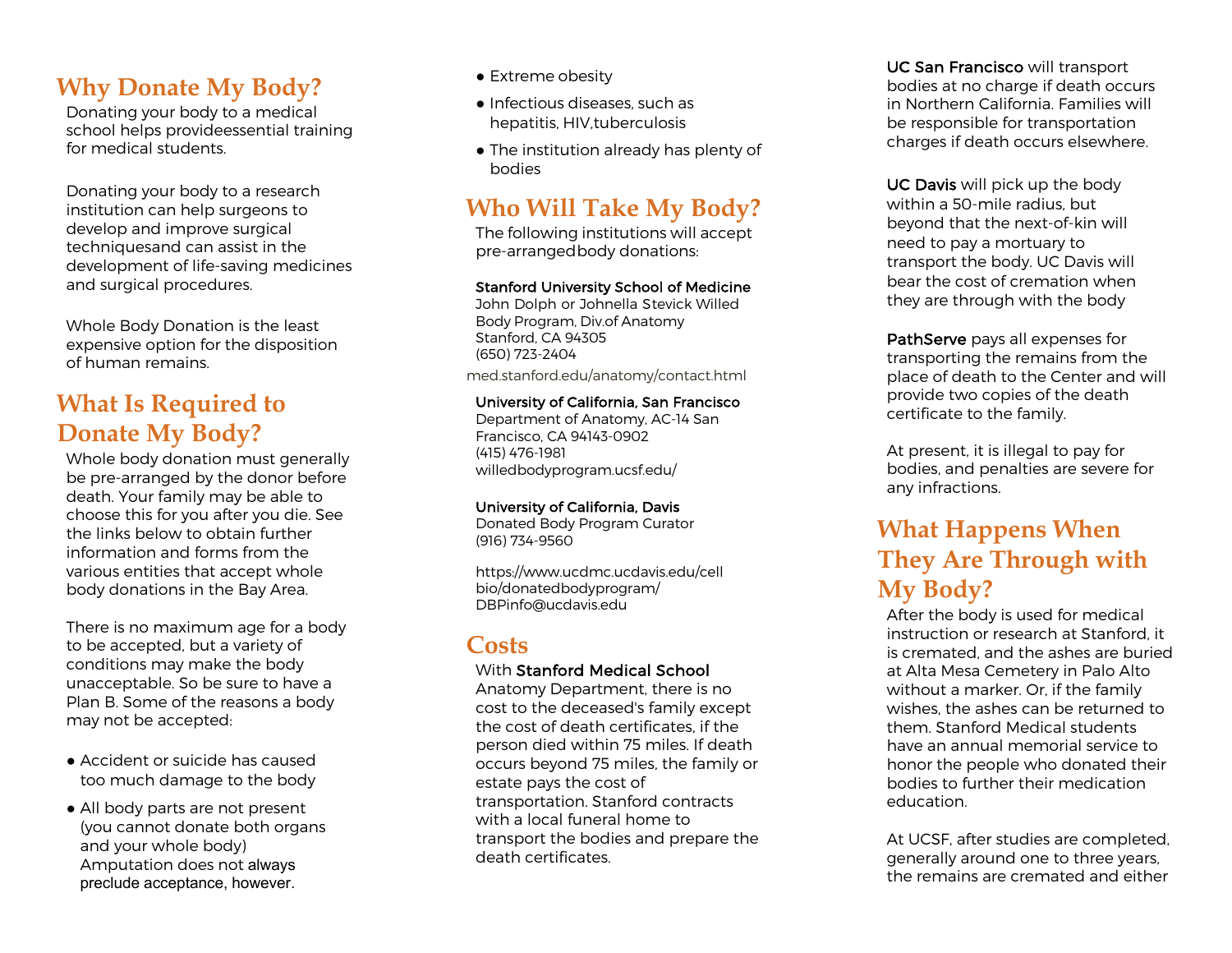## Why Donate My Body?

Donating your body to a medical school helps provideessential training for medical students.

Donating your body to a research institution can help surgeons to develop and improve surgical techniquesand can assist in the development of life-saving medicines and surgical procedures.

Whole Body Donation is the least expensive option for the disposition of human remains.

## What Is Required to Donate My Body?

Whole body donation must generally be pre-arranged by the donor before death. Your family may be able to choose this for you after you die. See the links below to obtain further information and forms from the various entities that accept whole body donations in the Bay Area.

There is no maximum age for a body to be accepted, but a variety of conditions may make the body unacceptable. So be sure to have a Plan B. Some of the reasons a body may not be accepted:

- Accident or suicide has caused too much damage to the body
- All body parts are not present (you cannot donate both organs and your whole body) Amputation does not always preclude acceptance, however.
- Extreme obesity
- Infectious diseases, such as hepatitis, HIV,tuberculosis
- The institution already has plenty of bodies

## Who Will Take My Body?

The following institutions will accept pre-arrangedbody donations:

**Stanford University School of Medicine**
John Dolph or Johnella Stevick Willed Body Program, Div.of Anatomy
Stanford, CA 94305
(650) 723-2404
med.stanford.edu/anatomy/contact.html

**University of California, San Francisco**
Department of Anatomy, AC-14 San Francisco, CA 94143-0902
(415) 476-1981
willedbodyprogram.ucsf.edu/

**University of California, Davis**
Donated Body Program Curator
(916) 734-9560

https://www.ucdmc.ucdavis.edu/cellbio/donatedbodyprogram/
DBPinfo@ucdavis.edu

## Costs

With **Stanford Medical School** Anatomy Department, there is no cost to the deceased's family except the cost of death certificates, if the person died within 75 miles. If death occurs beyond 75 miles, the family or estate pays the cost of transportation. Stanford contracts with a local funeral home to transport the bodies and prepare the death certificates.

**UC San Francisco** will transport bodies at no charge if death occurs in Northern California. Families will be responsible for transportation charges if death occurs elsewhere.

**UC Davis** will pick up the body within a 50-mile radius, but beyond that the next-of-kin will need to pay a mortuary to transport the body. UC Davis will bear the cost of cremation when they are through with the body

**PathServe** pays all expenses for transporting the remains from the place of death to the Center and will provide two copies of the death certificate to the family.

At present, it is illegal to pay for bodies, and penalties are severe for any infractions.

## What Happens When They Are Through with My Body?

After the body is used for medical instruction or research at Stanford, it is cremated, and the ashes are buried at Alta Mesa Cemetery in Palo Alto without a marker. Or, if the family wishes, the ashes can be returned to them. Stanford Medical students have an annual memorial service to honor the people who donated their bodies to further their medication education.

At UCSF, after studies are completed, generally around one to three years, the remains are cremated and either